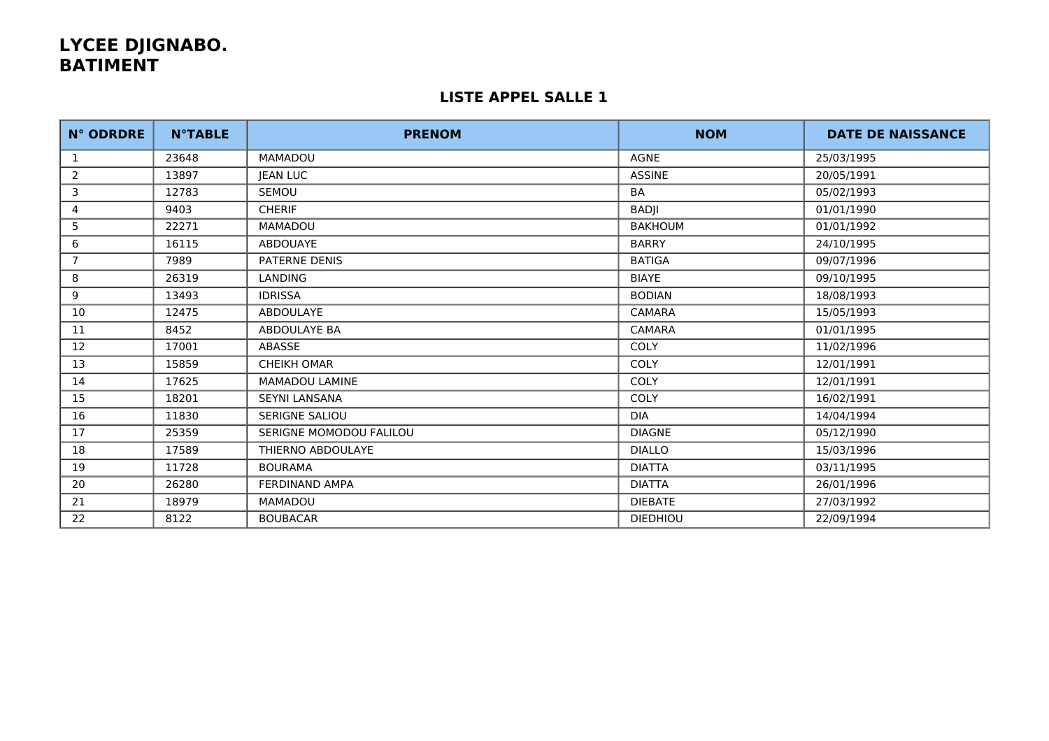# LYCEE DJIGNABO.
# BATIMENT

## LISTE APPEL SALLE 1

| N° ODRDRE | N°TABLE | PRENOM | NOM | DATE DE NAISSANCE |
|---|---|---|---|---|
| 1 | 23648 | MAMADOU | AGNE | 25/03/1995 |
| 2 | 13897 | JEAN LUC | ASSINE | 20/05/1991 |
| 3 | 12783 | SEMOU | BA | 05/02/1993 |
| 4 | 9403 | CHERIF | BADJI | 01/01/1990 |
| 5 | 22271 | MAMADOU | BAKHOUM | 01/01/1992 |
| 6 | 16115 | ABDOUAYE | BARRY | 24/10/1995 |
| 7 | 7989 | PATERNE DENIS | BATIGA | 09/07/1996 |
| 8 | 26319 | LANDING | BIAYE | 09/10/1995 |
| 9 | 13493 | IDRISSA | BODIAN | 18/08/1993 |
| 10 | 12475 | ABDOULAYE | CAMARA | 15/05/1993 |
| 11 | 8452 | ABDOULAYE BA | CAMARA | 01/01/1995 |
| 12 | 17001 | ABASSE | COLY | 11/02/1996 |
| 13 | 15859 | CHEIKH OMAR | COLY | 12/01/1991 |
| 14 | 17625 | MAMADOU LAMINE | COLY | 12/01/1991 |
| 15 | 18201 | SEYNI LANSANA | COLY | 16/02/1991 |
| 16 | 11830 | SERIGNE SALIOU | DIA | 14/04/1994 |
| 17 | 25359 | SERIGNE MOMODOU FALILOU | DIAGNE | 05/12/1990 |
| 18 | 17589 | THIERNO ABDOULAYE | DIALLO | 15/03/1996 |
| 19 | 11728 | BOURAMA | DIATTA | 03/11/1995 |
| 20 | 26280 | FERDINAND AMPA | DIATTA | 26/01/1996 |
| 21 | 18979 | MAMADOU | DIEBATE | 27/03/1992 |
| 22 | 8122 | BOUBACAR | DIEDHIOU | 22/09/1994 |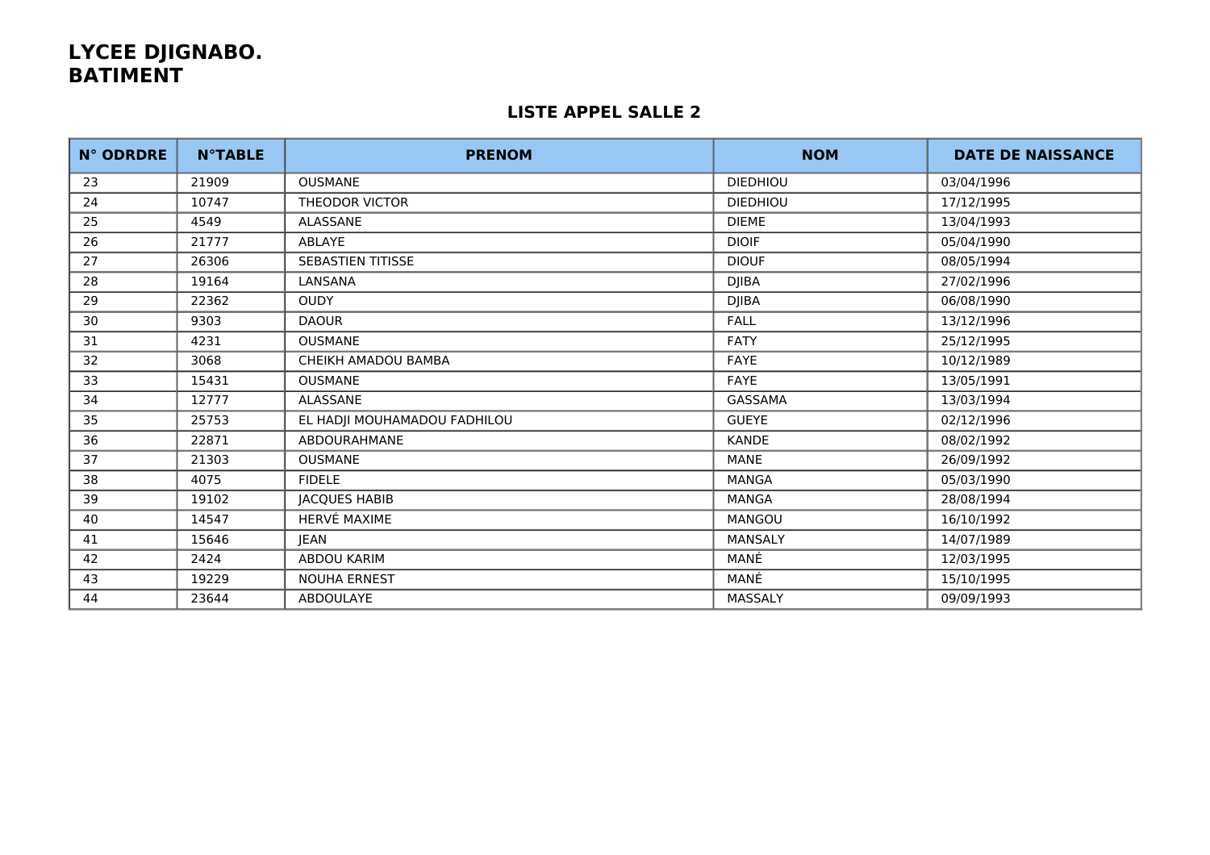**LYCEE DJIGNABO.**
**BATIMENT**

## LISTE APPEL SALLE 2

| N° ODRDRE | N°TABLE | PRENOM | NOM | DATE DE NAISSANCE |
|---|---|---|---|---|
| 23 | 21909 | OUSMANE | DIEDHIOU | 03/04/1996 |
| 24 | 10747 | THEODOR VICTOR | DIEDHIOU | 17/12/1995 |
| 25 | 4549 | ALASSANE | DIEME | 13/04/1993 |
| 26 | 21777 | ABLAYE | DIOIF | 05/04/1990 |
| 27 | 26306 | SEBASTIEN TITISSE | DIOUF | 08/05/1994 |
| 28 | 19164 | LANSANA | DJIBA | 27/02/1996 |
| 29 | 22362 | OUDY | DJIBA | 06/08/1990 |
| 30 | 9303 | DAOUR | FALL | 13/12/1996 |
| 31 | 4231 | OUSMANE | FATY | 25/12/1995 |
| 32 | 3068 | CHEIKH AMADOU BAMBA | FAYE | 10/12/1989 |
| 33 | 15431 | OUSMANE | FAYE | 13/05/1991 |
| 34 | 12777 | ALASSANE | GASSAMA | 13/03/1994 |
| 35 | 25753 | EL HADJI MOUHAMADOU FADHILOU | GUEYE | 02/12/1996 |
| 36 | 22871 | ABDOURAHMANE | KANDE | 08/02/1992 |
| 37 | 21303 | OUSMANE | MANE | 26/09/1992 |
| 38 | 4075 | FIDELE | MANGA | 05/03/1990 |
| 39 | 19102 | JACQUES HABIB | MANGA | 28/08/1994 |
| 40 | 14547 | HERVÉ MAXIME | MANGOU | 16/10/1992 |
| 41 | 15646 | JEAN | MANSALY | 14/07/1989 |
| 42 | 2424 | ABDOU KARIM | MANÉ | 12/03/1995 |
| 43 | 19229 | NOUHA ERNEST | MANÉ | 15/10/1995 |
| 44 | 23644 | ABDOULAYE | MASSALY | 09/09/1993 |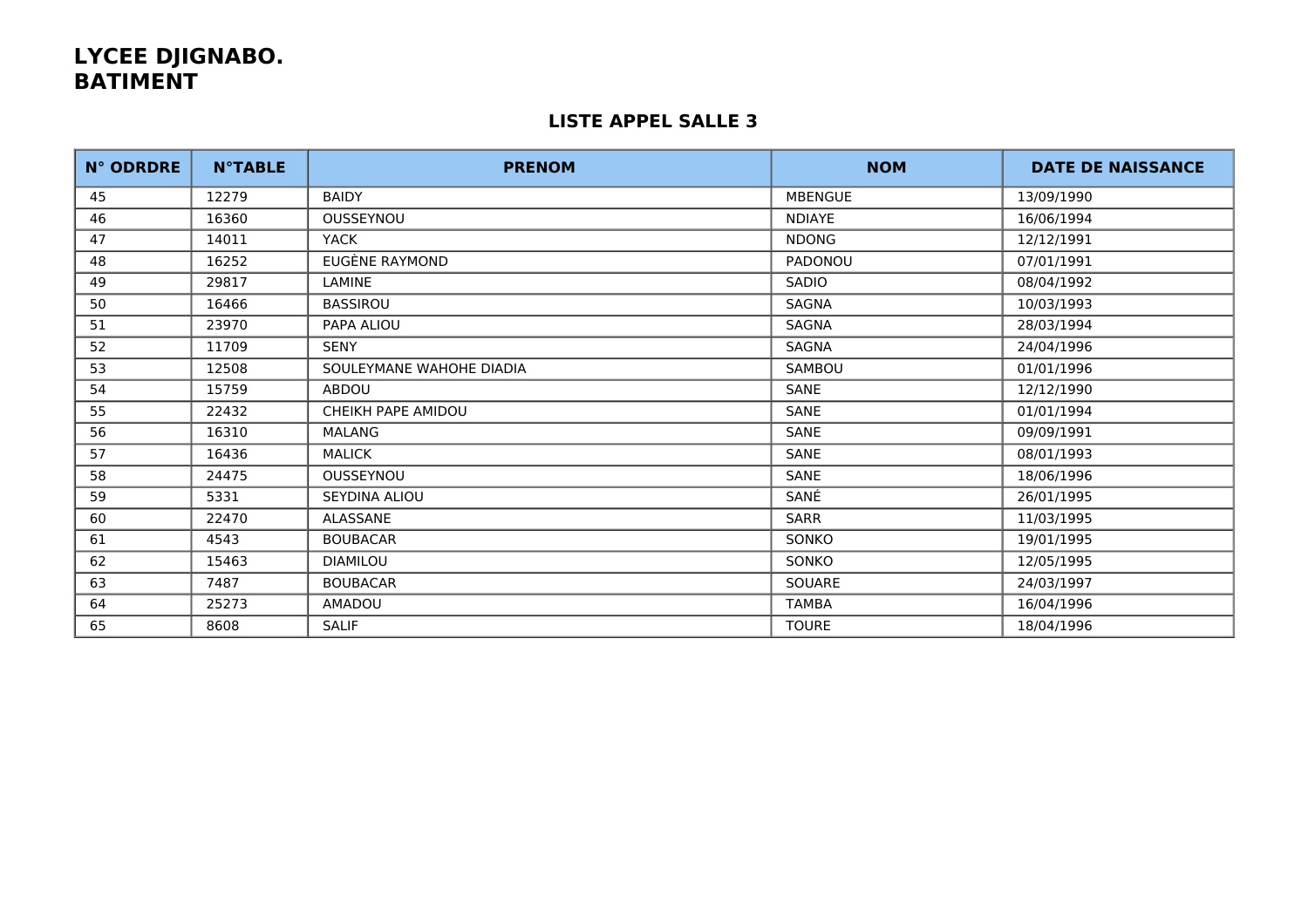**LYCEE DJIGNABO.**
**BATIMENT**

## LISTE APPEL SALLE 3

| N° ODRDRE | N°TABLE | PRENOM | NOM | DATE DE NAISSANCE |
|---|---|---|---|---|
| 45 | 12279 | BAIDY | MBENGUE | 13/09/1990 |
| 46 | 16360 | OUSSEYNOU | NDIAYE | 16/06/1994 |
| 47 | 14011 | YACK | NDONG | 12/12/1991 |
| 48 | 16252 | EUGÈNE RAYMOND | PADONOU | 07/01/1991 |
| 49 | 29817 | LAMINE | SADIO | 08/04/1992 |
| 50 | 16466 | BASSIROU | SAGNA | 10/03/1993 |
| 51 | 23970 | PAPA ALIOU | SAGNA | 28/03/1994 |
| 52 | 11709 | SENY | SAGNA | 24/04/1996 |
| 53 | 12508 | SOULEYMANE WAHOHE DIADIA | SAMBOU | 01/01/1996 |
| 54 | 15759 | ABDOU | SANE | 12/12/1990 |
| 55 | 22432 | CHEIKH PAPE AMIDOU | SANE | 01/01/1994 |
| 56 | 16310 | MALANG | SANE | 09/09/1991 |
| 57 | 16436 | MALICK | SANE | 08/01/1993 |
| 58 | 24475 | OUSSEYNOU | SANE | 18/06/1996 |
| 59 | 5331 | SEYDINA ALIOU | SANÉ | 26/01/1995 |
| 60 | 22470 | ALASSANE | SARR | 11/03/1995 |
| 61 | 4543 | BOUBACAR | SONKO | 19/01/1995 |
| 62 | 15463 | DIAMILOU | SONKO | 12/05/1995 |
| 63 | 7487 | BOUBACAR | SOUARE | 24/03/1997 |
| 64 | 25273 | AMADOU | TAMBA | 16/04/1996 |
| 65 | 8608 | SALIF | TOURE | 18/04/1996 |